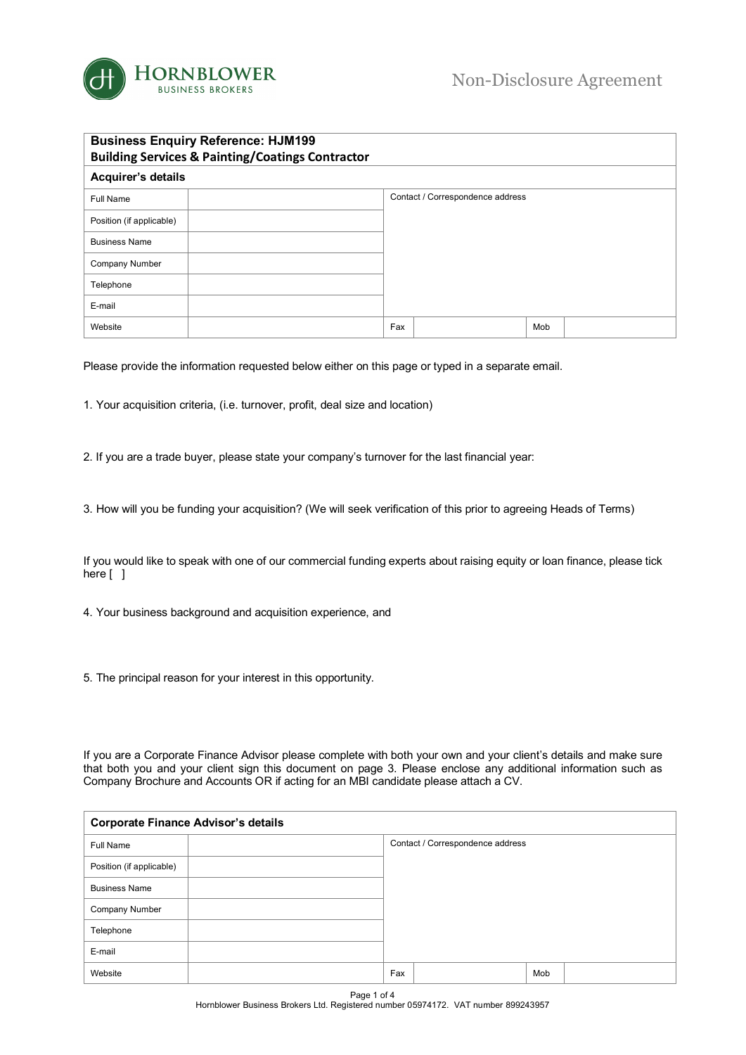# Non-Disclosure Agreement

HORNBLOWER BUSINESS BROKERS

| **Business Enquiry Reference: HJM199**<br>**Building Services & Painting/Coatings Contractor** | | | | | |
|---|---|---|---|---|---|
| **Acquirer's details** | | | | | |
| Full Name | | Contact / Correspondence address | | | |
| Position (if applicable) | | | | | |
| Business Name | | | | | |
| Company Number | | | | | |
| Telephone | | | | | |
| E-mail | | | | | |
| Website | | Fax | | Mob | |

Please provide the information requested below either on this page or typed in a separate email.

1. Your acquisition criteria, (i.e. turnover, profit, deal size and location)

2. If you are a trade buyer, please state your company's turnover for the last financial year:

3. How will you be funding your acquisition? (We will seek verification of this prior to agreeing Heads of Terms)

If you would like to speak with one of our commercial funding experts about raising equity or loan finance, please tick here [ ]

4. Your business background and acquisition experience, and

5. The principal reason for your interest in this opportunity.

If you are a Corporate Finance Advisor please complete with both your own and your client's details and make sure that both you and your client sign this document on page 3. Please enclose any additional information such as Company Brochure and Accounts OR if acting for an MBI candidate please attach a CV.

| **Corporate Finance Advisor's details** | | | | | |
|---|---|---|---|---|---|
| Full Name | | Contact / Correspondence address | | | |
| Position (if applicable) | | | | | |
| Business Name | | | | | |
| Company Number | | | | | |
| Telephone | | | | | |
| E-mail | | | | | |
| Website | | Fax | | Mob | |

Hornblower Business Brokers Ltd. Registered number 05974172. VAT number 899243957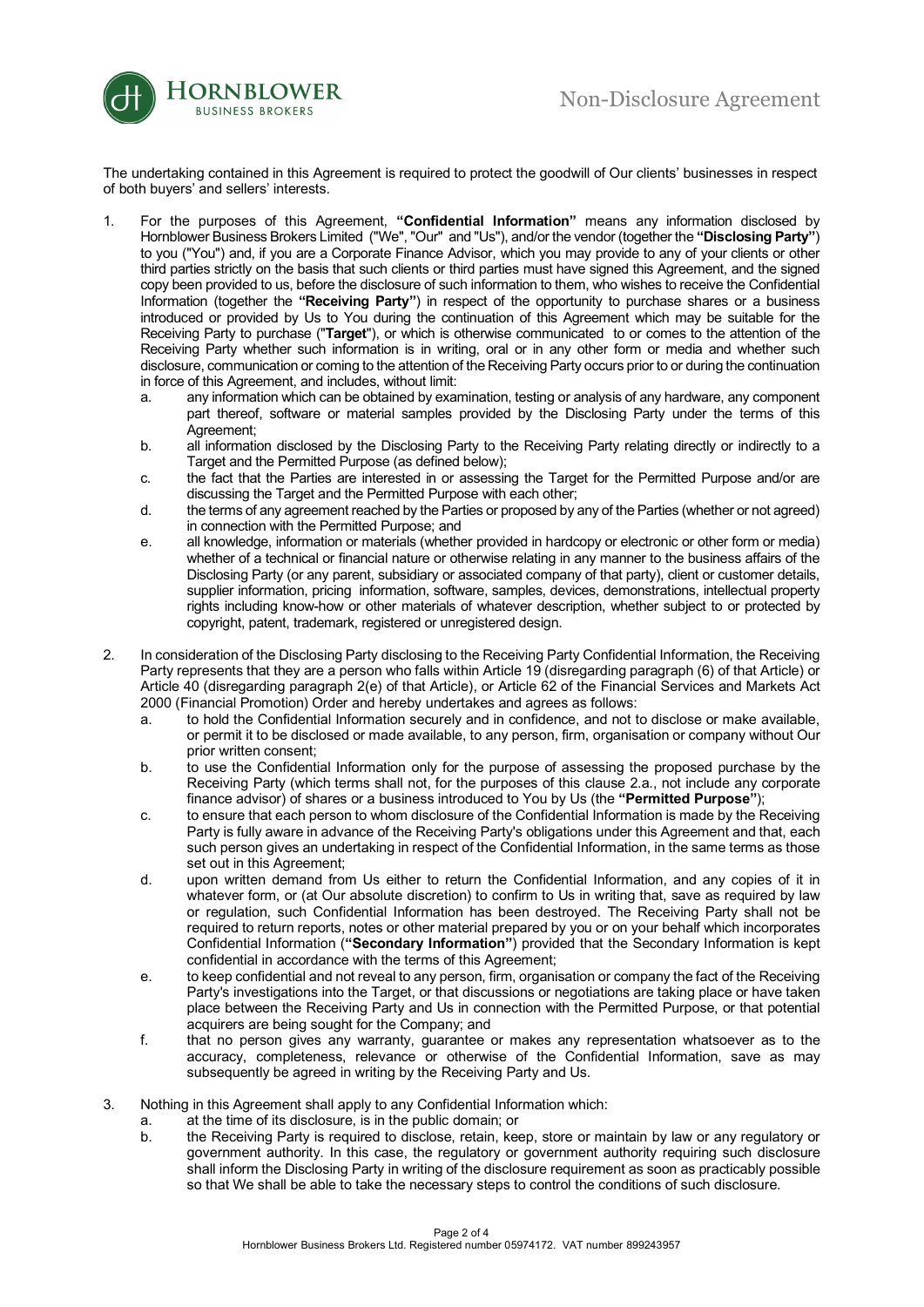The undertaking contained in this Agreement is required to protect the goodwill of Our clients' businesses in respect of both buyers' and sellers' interests.

1. For the purposes of this Agreement, **"Confidential Information"** means any information disclosed by Hornblower Business Brokers Limited ("We", "Our" and "Us"), and/or the vendor (together the **"Disclosing Party"**) to you ("You") and, if you are a Corporate Finance Advisor, which you may provide to any of your clients or other third parties strictly on the basis that such clients or third parties must have signed this Agreement, and the signed copy been provided to us, before the disclosure of such information to them, who wishes to receive the Confidential Information (together the **"Receiving Party"**) in respect of the opportunity to purchase shares or a business introduced or provided by Us to You during the continuation of this Agreement which may be suitable for the Receiving Party to purchase ("**Target**"), or which is otherwise communicated to or comes to the attention of the Receiving Party whether such information is in writing, oral or in any other form or media and whether such disclosure, communication or coming to the attention of the Receiving Party occurs prior to or during the continuation in force of this Agreement, and includes, without limit:
   a. any information which can be obtained by examination, testing or analysis of any hardware, any component part thereof, software or material samples provided by the Disclosing Party under the terms of this Agreement;
   b. all information disclosed by the Disclosing Party to the Receiving Party relating directly or indirectly to a Target and the Permitted Purpose (as defined below);
   c. the fact that the Parties are interested in or assessing the Target for the Permitted Purpose and/or are discussing the Target and the Permitted Purpose with each other;
   d. the terms of any agreement reached by the Parties or proposed by any of the Parties (whether or not agreed) in connection with the Permitted Purpose; and
   e. all knowledge, information or materials (whether provided in hardcopy or electronic or other form or media) whether of a technical or financial nature or otherwise relating in any manner to the business affairs of the Disclosing Party (or any parent, subsidiary or associated company of that party), client or customer details, supplier information, pricing information, software, samples, devices, demonstrations, intellectual property rights including know-how or other materials of whatever description, whether subject to or protected by copyright, patent, trademark, registered or unregistered design.

2. In consideration of the Disclosing Party disclosing to the Receiving Party Confidential Information, the Receiving Party represents that they are a person who falls within Article 19 (disregarding paragraph (6) of that Article) or Article 40 (disregarding paragraph 2(e) of that Article), or Article 62 of the Financial Services and Markets Act 2000 (Financial Promotion) Order and hereby undertakes and agrees as follows:
   a. to hold the Confidential Information securely and in confidence, and not to disclose or make available, or permit it to be disclosed or made available, to any person, firm, organisation or company without Our prior written consent;
   b. to use the Confidential Information only for the purpose of assessing the proposed purchase by the Receiving Party (which terms shall not, for the purposes of this clause 2.a., not include any corporate finance advisor) of shares or a business introduced to You by Us (the **"Permitted Purpose"**);
   c. to ensure that each person to whom disclosure of the Confidential Information is made by the Receiving Party is fully aware in advance of the Receiving Party's obligations under this Agreement and that, each such person gives an undertaking in respect of the Confidential Information, in the same terms as those set out in this Agreement;
   d. upon written demand from Us either to return the Confidential Information, and any copies of it in whatever form, or (at Our absolute discretion) to confirm to Us in writing that, save as required by law or regulation, such Confidential Information has been destroyed. The Receiving Party shall not be required to return reports, notes or other material prepared by you or on your behalf which incorporates Confidential Information (**"Secondary Information"**) provided that the Secondary Information is kept confidential in accordance with the terms of this Agreement;
   e. to keep confidential and not reveal to any person, firm, organisation or company the fact of the Receiving Party's investigations into the Target, or that discussions or negotiations are taking place or have taken place between the Receiving Party and Us in connection with the Permitted Purpose, or that potential acquirers are being sought for the Company; and
   f. that no person gives any warranty, guarantee or makes any representation whatsoever as to the accuracy, completeness, relevance or otherwise of the Confidential Information, save as may subsequently be agreed in writing by the Receiving Party and Us.

3. Nothing in this Agreement shall apply to any Confidential Information which:
   a. at the time of its disclosure, is in the public domain; or
   b. the Receiving Party is required to disclose, retain, keep, store or maintain by law or any regulatory or government authority. In this case, the regulatory or government authority requiring such disclosure shall inform the Disclosing Party in writing of the disclosure requirement as soon as practicably possible so that We shall be able to take the necessary steps to control the conditions of such disclosure.

Hornblower Business Brokers Ltd. Registered number 05974172. VAT number 899243957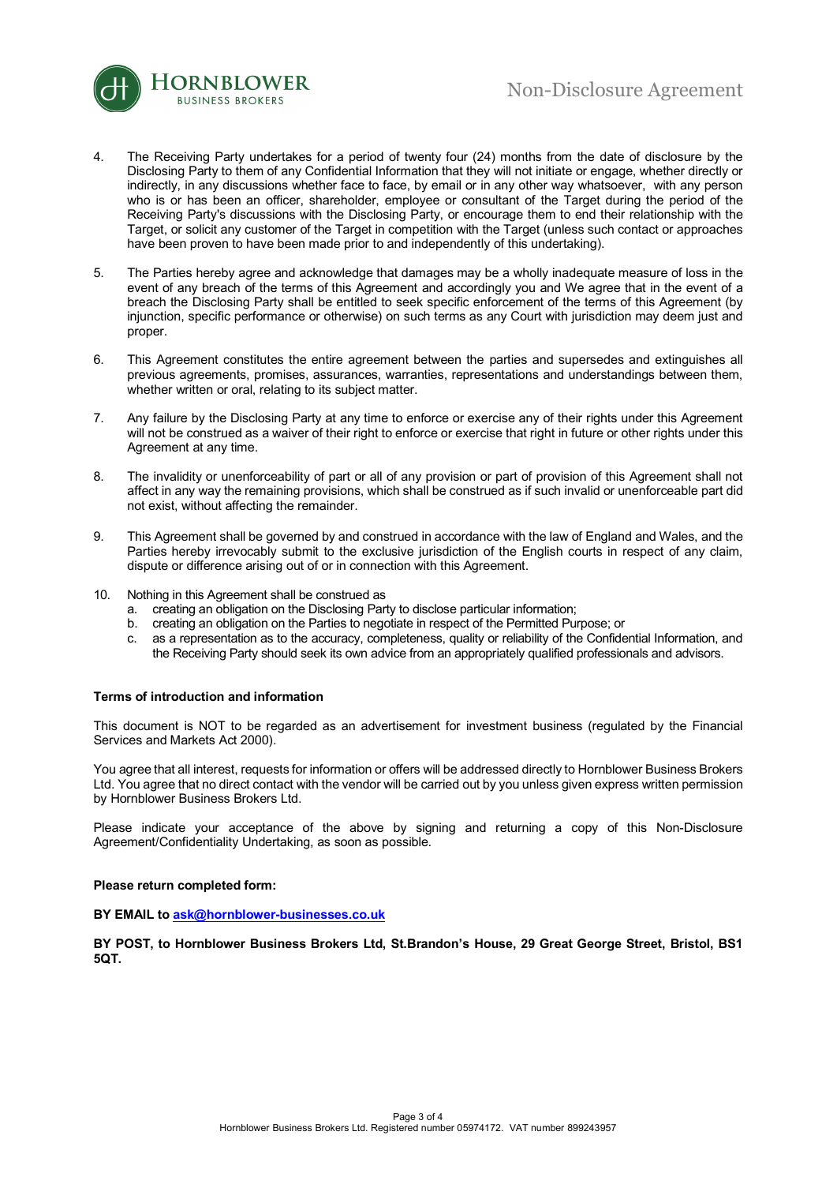4. The Receiving Party undertakes for a period of twenty four (24) months from the date of disclosure by the Disclosing Party to them of any Confidential Information that they will not initiate or engage, whether directly or indirectly, in any discussions whether face to face, by email or in any other way whatsoever, with any person who is or has been an officer, shareholder, employee or consultant of the Target during the period of the Receiving Party's discussions with the Disclosing Party, or encourage them to end their relationship with the Target, or solicit any customer of the Target in competition with the Target (unless such contact or approaches have been proven to have been made prior to and independently of this undertaking).

5. The Parties hereby agree and acknowledge that damages may be a wholly inadequate measure of loss in the event of any breach of the terms of this Agreement and accordingly you and We agree that in the event of a breach the Disclosing Party shall be entitled to seek specific enforcement of the terms of this Agreement (by injunction, specific performance or otherwise) on such terms as any Court with jurisdiction may deem just and proper.

6. This Agreement constitutes the entire agreement between the parties and supersedes and extinguishes all previous agreements, promises, assurances, warranties, representations and understandings between them, whether written or oral, relating to its subject matter.

7. Any failure by the Disclosing Party at any time to enforce or exercise any of their rights under this Agreement will not be construed as a waiver of their right to enforce or exercise that right in future or other rights under this Agreement at any time.

8. The invalidity or unenforceability of part or all of any provision or part of provision of this Agreement shall not affect in any way the remaining provisions, which shall be construed as if such invalid or unenforceable part did not exist, without affecting the remainder.

9. This Agreement shall be governed by and construed in accordance with the law of England and Wales, and the Parties hereby irrevocably submit to the exclusive jurisdiction of the English courts in respect of any claim, dispute or difference arising out of or in connection with this Agreement.

10. Nothing in this Agreement shall be construed as
    a. creating an obligation on the Disclosing Party to disclose particular information;
    b. creating an obligation on the Parties to negotiate in respect of the Permitted Purpose; or
    c. as a representation as to the accuracy, completeness, quality or reliability of the Confidential Information, and the Receiving Party should seek its own advice from an appropriately qualified professionals and advisors.

**Terms of introduction and information**

This document is NOT to be regarded as an advertisement for investment business (regulated by the Financial Services and Markets Act 2000).

You agree that all interest, requests for information or offers will be addressed directly to Hornblower Business Brokers Ltd. You agree that no direct contact with the vendor will be carried out by you unless given express written permission by Hornblower Business Brokers Ltd.

Please indicate your acceptance of the above by signing and returning a copy of this Non-Disclosure Agreement/Confidentiality Undertaking, as soon as possible.

**Please return completed form:**

**BY EMAIL to ask@hornblower-businesses.co.uk**

**BY POST, to Hornblower Business Brokers Ltd, St.Brandon's House, 29 Great George Street, Bristol, BS1 5QT.**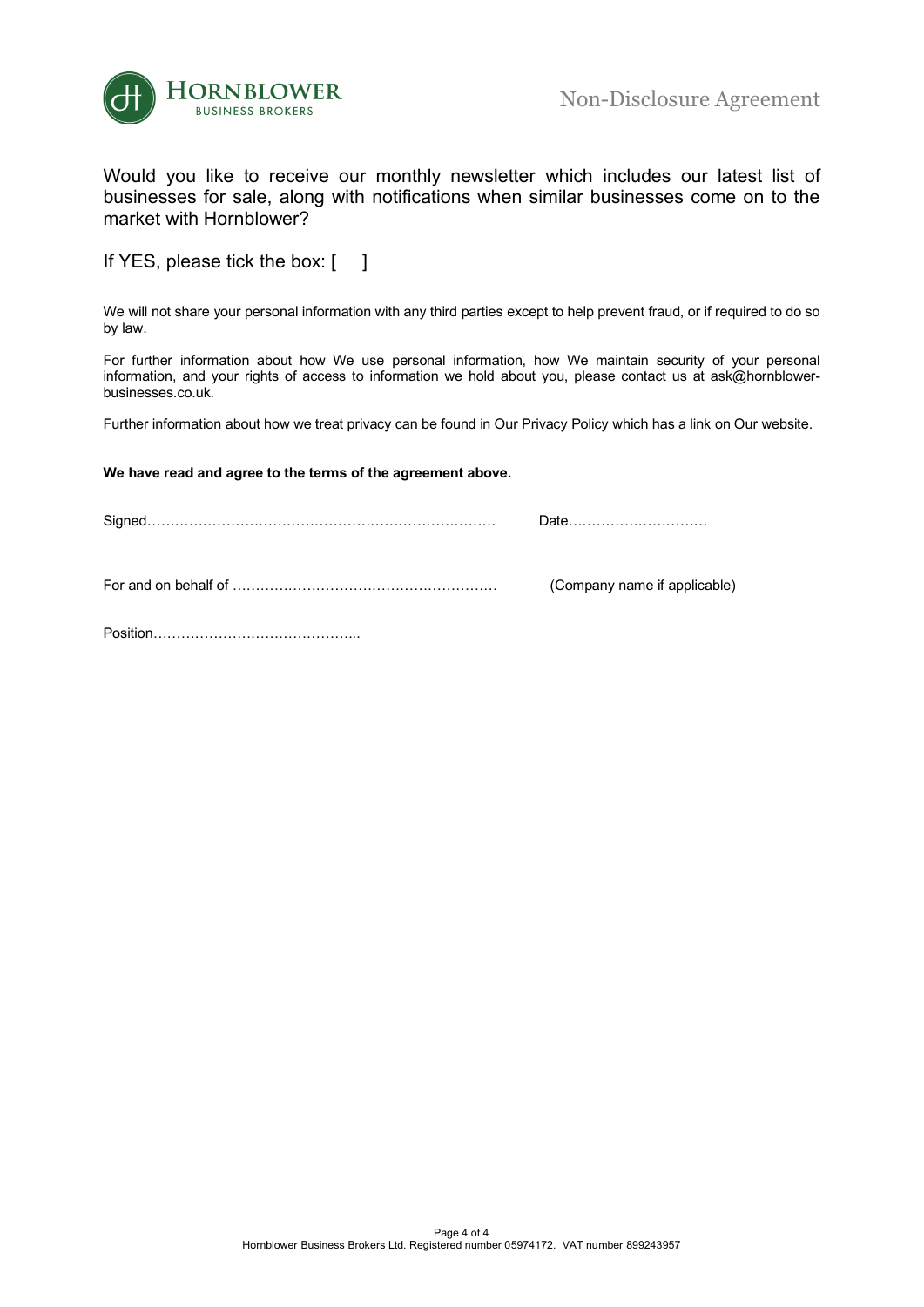Would you like to receive our monthly newsletter which includes our latest list of businesses for sale, along with notifications when similar businesses come on to the market with Hornblower?

If YES, please tick the box: [    ]

We will not share your personal information with any third parties except to help prevent fraud, or if required to do so by law.

For further information about how We use personal information, how We maintain security of your personal information, and your rights of access to information we hold about you, please contact us at ask@hornblower-businesses.co.uk.

Further information about how we treat privacy can be found in Our Privacy Policy which has a link on Our website.

**We have read and agree to the terms of the agreement above.**

Signed………………………………………………………………… Date…………………………

For and on behalf of ………………………………………………… (Company name if applicable)

Position……………………………………..